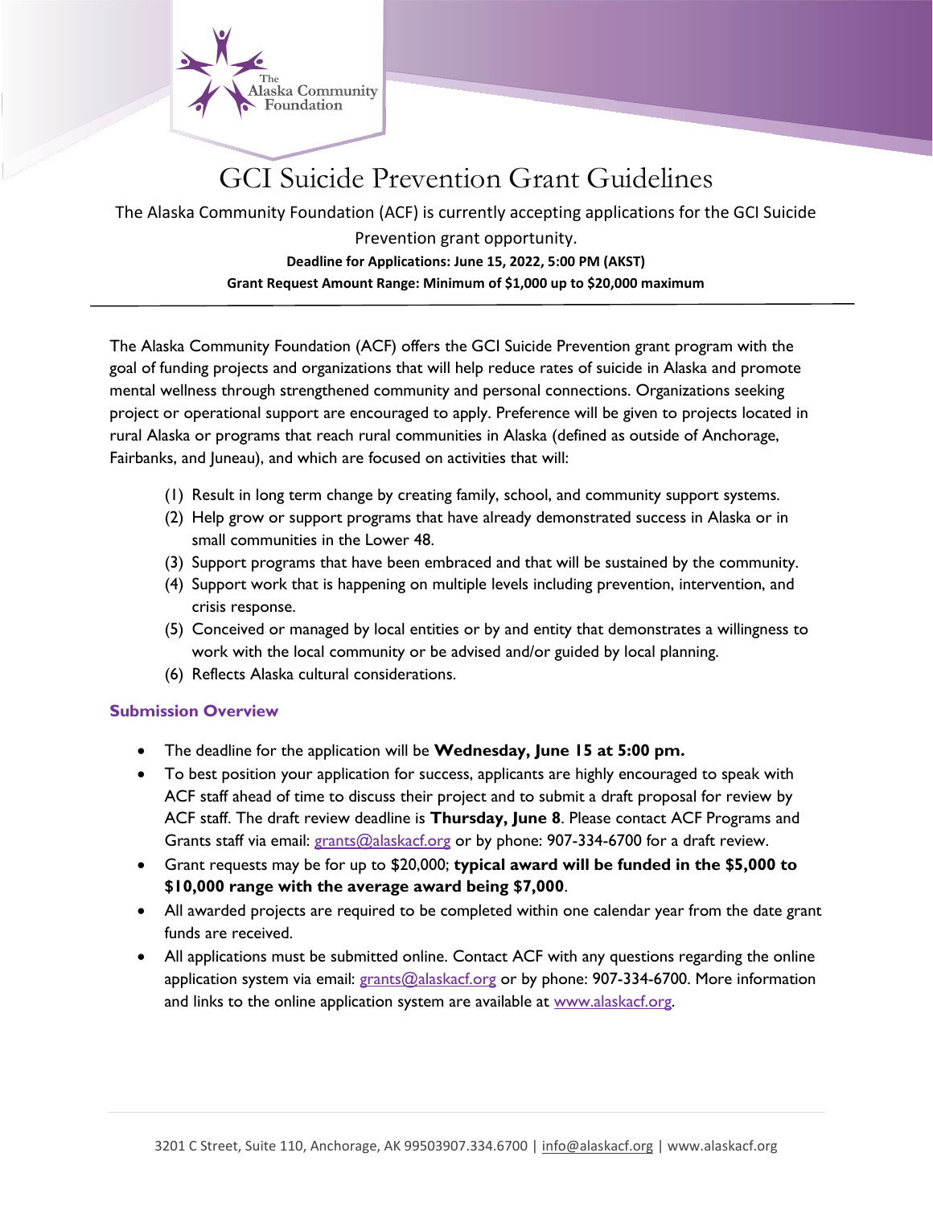# GCI Suicide Prevention Grant Guidelines

The Alaska Community Foundation (ACF) is currently accepting applications for the GCI Suicide Prevention grant opportunity.

**Deadline for Applications: June 15, 2022, 5:00 PM (AKST)**

**Grant Request Amount Range: Minimum of $1,000 up to $20,000 maximum**

---

The Alaska Community Foundation (ACF) offers the GCI Suicide Prevention grant program with the goal of funding projects and organizations that will help reduce rates of suicide in Alaska and promote mental wellness through strengthened community and personal connections. Organizations seeking project or operational support are encouraged to apply. Preference will be given to projects located in rural Alaska or programs that reach rural communities in Alaska (defined as outside of Anchorage, Fairbanks, and Juneau), and which are focused on activities that will:

(1) Result in long term change by creating family, school, and community support systems.
(2) Help grow or support programs that have already demonstrated success in Alaska or in small communities in the Lower 48.
(3) Support programs that have been embraced and that will be sustained by the community.
(4) Support work that is happening on multiple levels including prevention, intervention, and crisis response.
(5) Conceived or managed by local entities or by and entity that demonstrates a willingness to work with the local community or be advised and/or guided by local planning.
(6) Reflects Alaska cultural considerations.

### Submission Overview

- The deadline for the application will be **Wednesday, June 15 at 5:00 pm.**
- To best position your application for success, applicants are highly encouraged to speak with ACF staff ahead of time to discuss their project and to submit a draft proposal for review by ACF staff. The draft review deadline is **Thursday, June 8**. Please contact ACF Programs and Grants staff via email: grants@alaskacf.org or by phone: 907-334-6700 for a draft review.
- Grant requests may be for up to $20,000; **typical award will be funded in the $5,000 to $10,000 range with the average award being $7,000**.
- All awarded projects are required to be completed within one calendar year from the date grant funds are received.
- All applications must be submitted online. Contact ACF with any questions regarding the online application system via email: grants@alaskacf.org or by phone: 907-334-6700. More information and links to the online application system are available at www.alaskacf.org.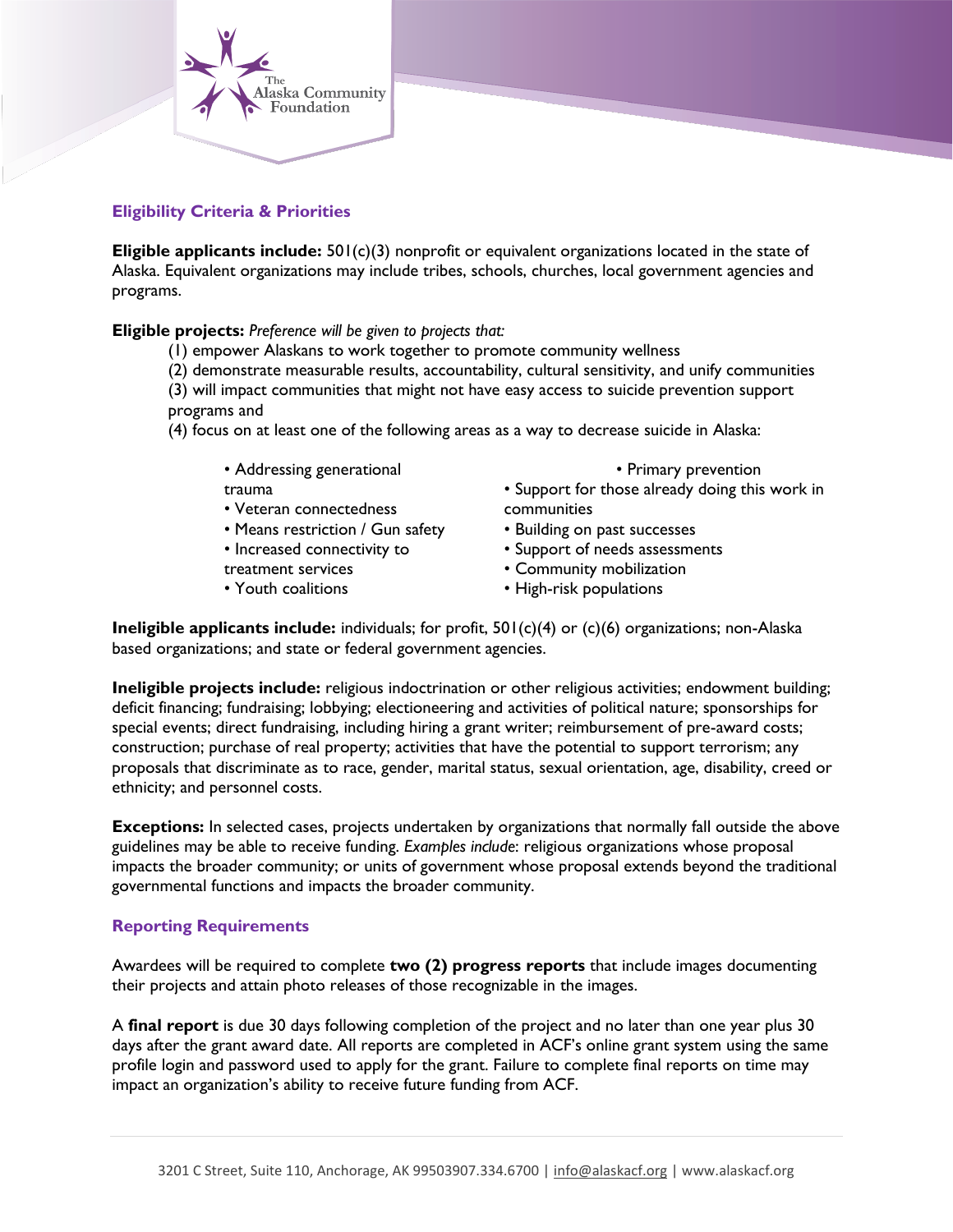## Eligibility Criteria & Priorities

**Eligible applicants include:** 501(c)(3) nonprofit or equivalent organizations located in the state of Alaska. Equivalent organizations may include tribes, schools, churches, local government agencies and programs.

**Eligible projects:** *Preference will be given to projects that:*

(1) empower Alaskans to work together to promote community wellness
(2) demonstrate measurable results, accountability, cultural sensitivity, and unify communities
(3) will impact communities that might not have easy access to suicide prevention support programs and
(4) focus on at least one of the following areas as a way to decrease suicide in Alaska:

- Addressing generational trauma
- Veteran connectedness
- Means restriction / Gun safety
- Increased connectivity to treatment services
- Youth coalitions
- Primary prevention
- Support for those already doing this work in communities
- Building on past successes
- Support of needs assessments
- Community mobilization
- High-risk populations

**Ineligible applicants include:** individuals; for profit, 501(c)(4) or (c)(6) organizations; non-Alaska based organizations; and state or federal government agencies.

**Ineligible projects include:** religious indoctrination or other religious activities; endowment building; deficit financing; fundraising; lobbying; electioneering and activities of political nature; sponsorships for special events; direct fundraising, including hiring a grant writer; reimbursement of pre-award costs; construction; purchase of real property; activities that have the potential to support terrorism; any proposals that discriminate as to race, gender, marital status, sexual orientation, age, disability, creed or ethnicity; and personnel costs.

**Exceptions:** In selected cases, projects undertaken by organizations that normally fall outside the above guidelines may be able to receive funding. *Examples include*: religious organizations whose proposal impacts the broader community; or units of government whose proposal extends beyond the traditional governmental functions and impacts the broader community.

## Reporting Requirements

Awardees will be required to complete **two (2) progress reports** that include images documenting their projects and attain photo releases of those recognizable in the images.

A **final report** is due 30 days following completion of the project and no later than one year plus 30 days after the grant award date. All reports are completed in ACF's online grant system using the same profile login and password used to apply for the grant. Failure to complete final reports on time may impact an organization's ability to receive future funding from ACF.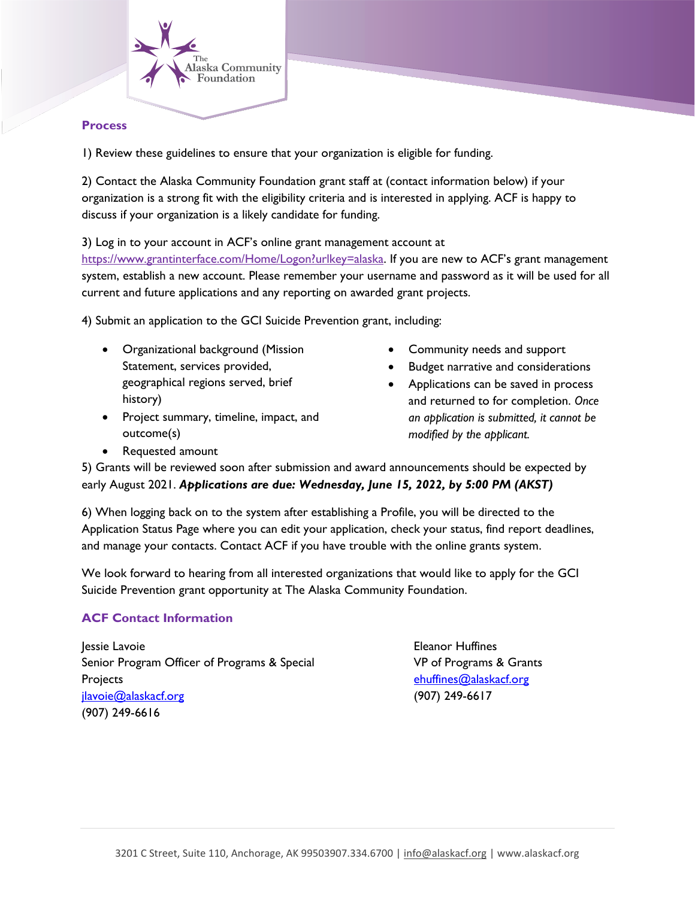## Process

1) Review these guidelines to ensure that your organization is eligible for funding.

2) Contact the Alaska Community Foundation grant staff at (contact information below) if your organization is a strong fit with the eligibility criteria and is interested in applying. ACF is happy to discuss if your organization is a likely candidate for funding.

3) Log in to your account in ACF's online grant management account at [https://www.grantinterface.com/Home/Logon?urlkey=alaska](https://www.grantinterface.com/Home/Logon?urlkey=alaska). If you are new to ACF's grant management system, establish a new account. Please remember your username and password as it will be used for all current and future applications and any reporting on awarded grant projects.

4) Submit an application to the GCI Suicide Prevention grant, including:

- Organizational background (Mission Statement, services provided, geographical regions served, brief history)
- Project summary, timeline, impact, and outcome(s)
- Requested amount
- Community needs and support
- Budget narrative and considerations
- Applications can be saved in process and returned to for completion. *Once an application is submitted, it cannot be modified by the applicant.*

5) Grants will be reviewed soon after submission and award announcements should be expected by early August 2021. ***Applications are due: Wednesday, June 15, 2022, by 5:00 PM (AKST)***

6) When logging back on to the system after establishing a Profile, you will be directed to the Application Status Page where you can edit your application, check your status, find report deadlines, and manage your contacts. Contact ACF if you have trouble with the online grants system.

We look forward to hearing from all interested organizations that would like to apply for the GCI Suicide Prevention grant opportunity at The Alaska Community Foundation.

## ACF Contact Information

Jessie Lavoie
Senior Program Officer of Programs & Special Projects
[jlavoie@alaskacf.org](mailto:jlavoie@alaskacf.org)
(907) 249-6616

Eleanor Huffines
VP of Programs & Grants
[ehuffines@alaskacf.org](mailto:ehuffines@alaskacf.org)
(907) 249-6617

3201 C Street, Suite 110, Anchorage, AK 99503907.334.6700 | info@alaskacf.org | www.alaskacf.org